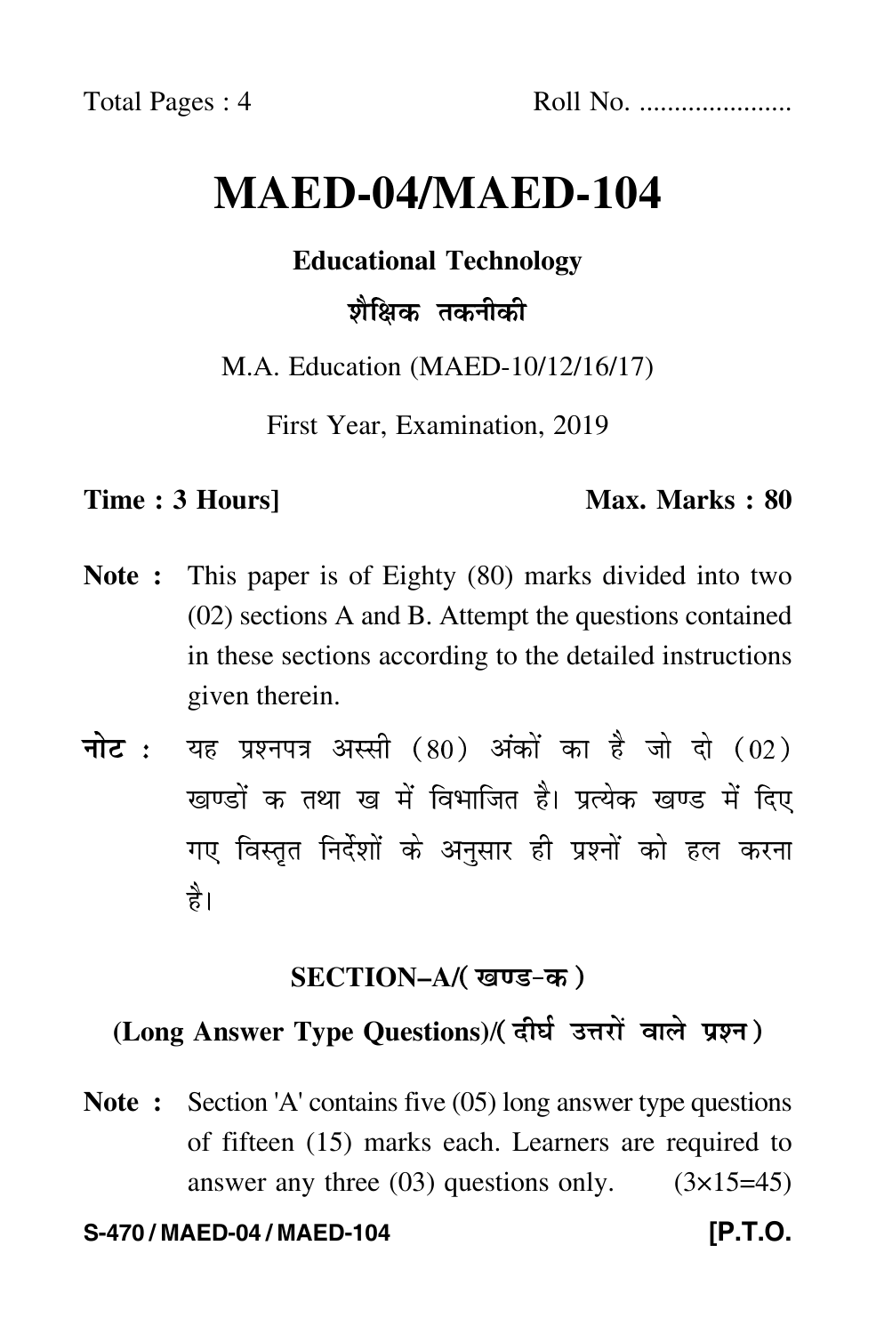Total Pages : 4 Roll No. .....................

# MAED-04/MAED-104

**Educational Technology**

**शैक्षिक तकनीकी**

M.A. Education (MAED-10/12/16/17)

First Year, Examination, 2019

**Time : 3 Hours]** **Max. Marks : 80**

**Note :** This paper is of Eighty (80) marks divided into two (02) sections A and B. Attempt the questions contained in these sections according to the detailed instructions given therein.

**नोट :** यह प्रश्नपत्र अस्सी (80) अंकों का है जो दो (02) खण्डों क तथा ख में विभाजित है। प्रत्येक खण्ड में दिए गए विस्तृत निर्देशों के अनुसार ही प्रश्नों को हल करना है।

## SECTION–A/(खण्ड-क)

### (Long Answer Type Questions)/(दीर्घ उत्तरों वाले प्रश्न)

**Note :** Section 'A' contains five (05) long answer type questions of fifteen (15) marks each. Learners are required to answer any three (03) questions only. (3×15=45)

S-470 / MAED-04 / MAED-104 **[P.T.O.**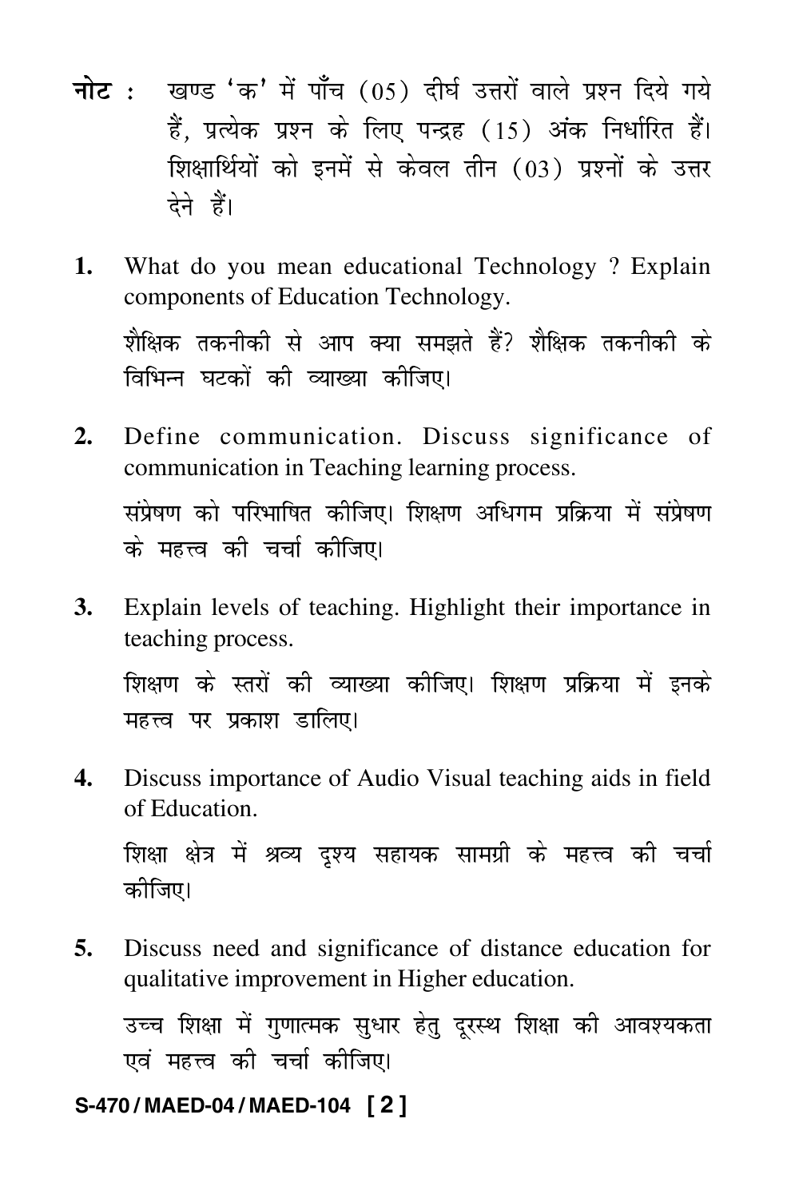**नोट :** खण्ड 'क' में पाँच (05) दीर्घ उत्तरों वाले प्रश्न दिये गये हैं, प्रत्येक प्रश्न के लिए पन्द्रह (15) अंक निर्धारित हैं। शिक्षार्थियों को इनमें से केवल तीन (03) प्रश्नों के उत्तर देने हैं।

1. What do you mean educational Technology ? Explain components of Education Technology.

   शैक्षिक तकनीकी से आप क्या समझते हैं? शैक्षिक तकनीकी के विभिन्न घटकों की व्याख्या कीजिए।

2. Define communication. Discuss significance of communication in Teaching learning process.

   संप्रेषण को परिभाषित कीजिए। शिक्षण अधिगम प्रक्रिया में संप्रेषण के महत्त्व की चर्चा कीजिए।

3. Explain levels of teaching. Highlight their importance in teaching process.

   शिक्षण के स्तरों की व्याख्या कीजिए। शिक्षण प्रक्रिया में इनके महत्त्व पर प्रकाश डालिए।

4. Discuss importance of Audio Visual teaching aids in field of Education.

   शिक्षा क्षेत्र में श्रव्य दृश्य सहायक सामग्री के महत्त्व की चर्चा कीजिए।

5. Discuss need and significance of distance education for qualitative improvement in Higher education.

   उच्च शिक्षा में गुणात्मक सुधार हेतु दूरस्थ शिक्षा की आवश्यकता एवं महत्त्व की चर्चा कीजिए।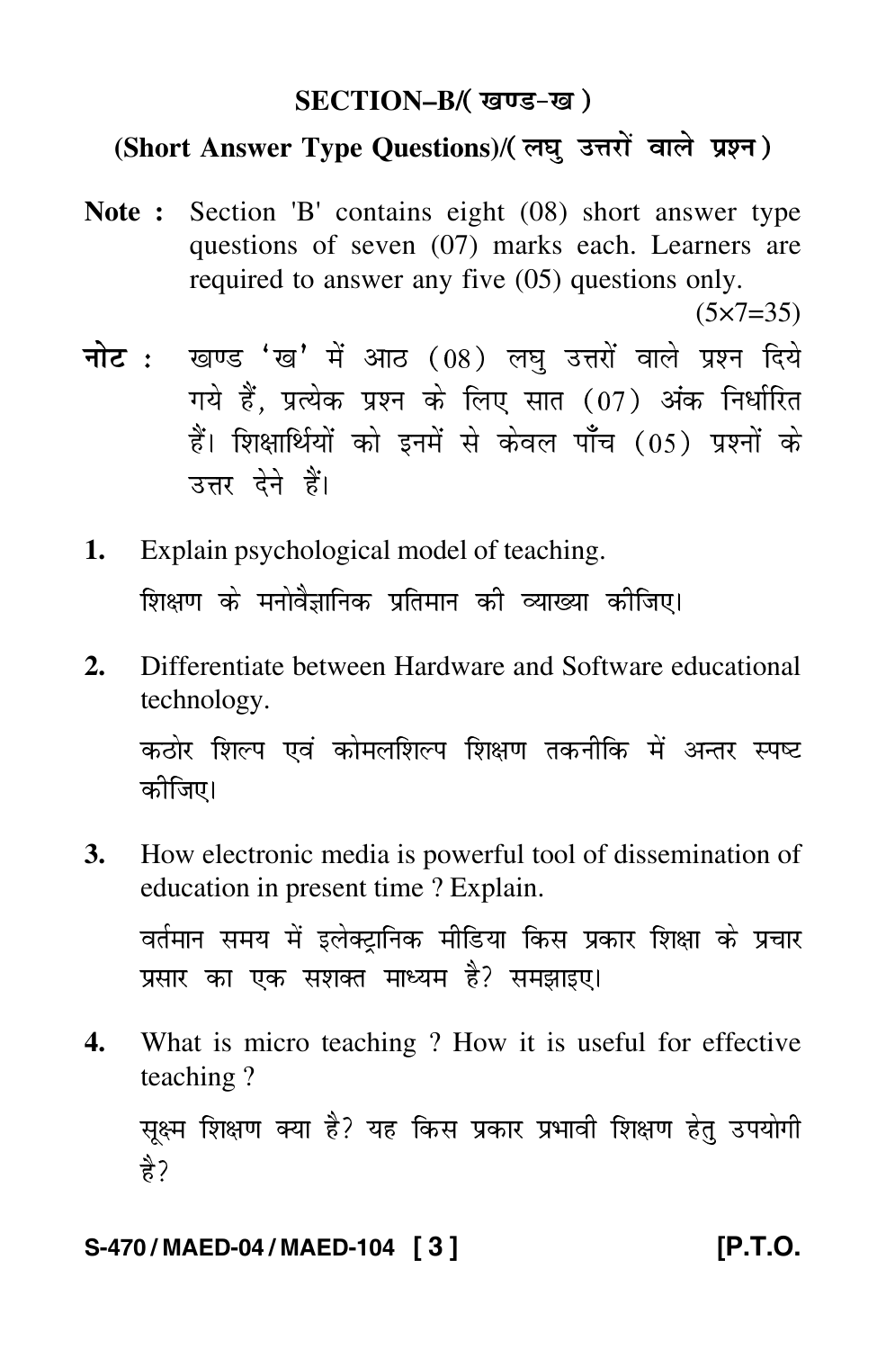## SECTION–B/( खण्ड-ख )

### (Short Answer Type Questions)/( लघु उत्तरों वाले प्रश्न )

**Note :** Section 'B' contains eight (08) short answer type questions of seven (07) marks each. Learners are required to answer any five (05) questions only.

(5×7=35)

**नोट :** खण्ड 'ख' में आठ (08) लघु उत्तरों वाले प्रश्न दिये गये हैं, प्रत्येक प्रश्न के लिए सात (07) अंक निर्धारित हैं। शिक्षार्थियों को इनमें से केवल पाँच (05) प्रश्नों के उत्तर देने हैं।

**1.** Explain psychological model of teaching.

शिक्षण के मनोवैज्ञानिक प्रतिमान की व्याख्या कीजिए।

**2.** Differentiate between Hardware and Software educational technology.

कठोर शिल्प एवं कोमलशिल्प शिक्षण तकनीकि में अन्तर स्पष्ट कीजिए।

**3.** How electronic media is powerful tool of dissemination of education in present time ? Explain.

वर्तमान समय में इलेक्ट्रानिक मीडिया किस प्रकार शिक्षा के प्रचार प्रसार का एक सशक्त माध्यम है? समझाइए।

**4.** What is micro teaching ? How it is useful for effective teaching ?

सूक्ष्म शिक्षण क्या है? यह किस प्रकार प्रभावी शिक्षण हेतु उपयोगी है?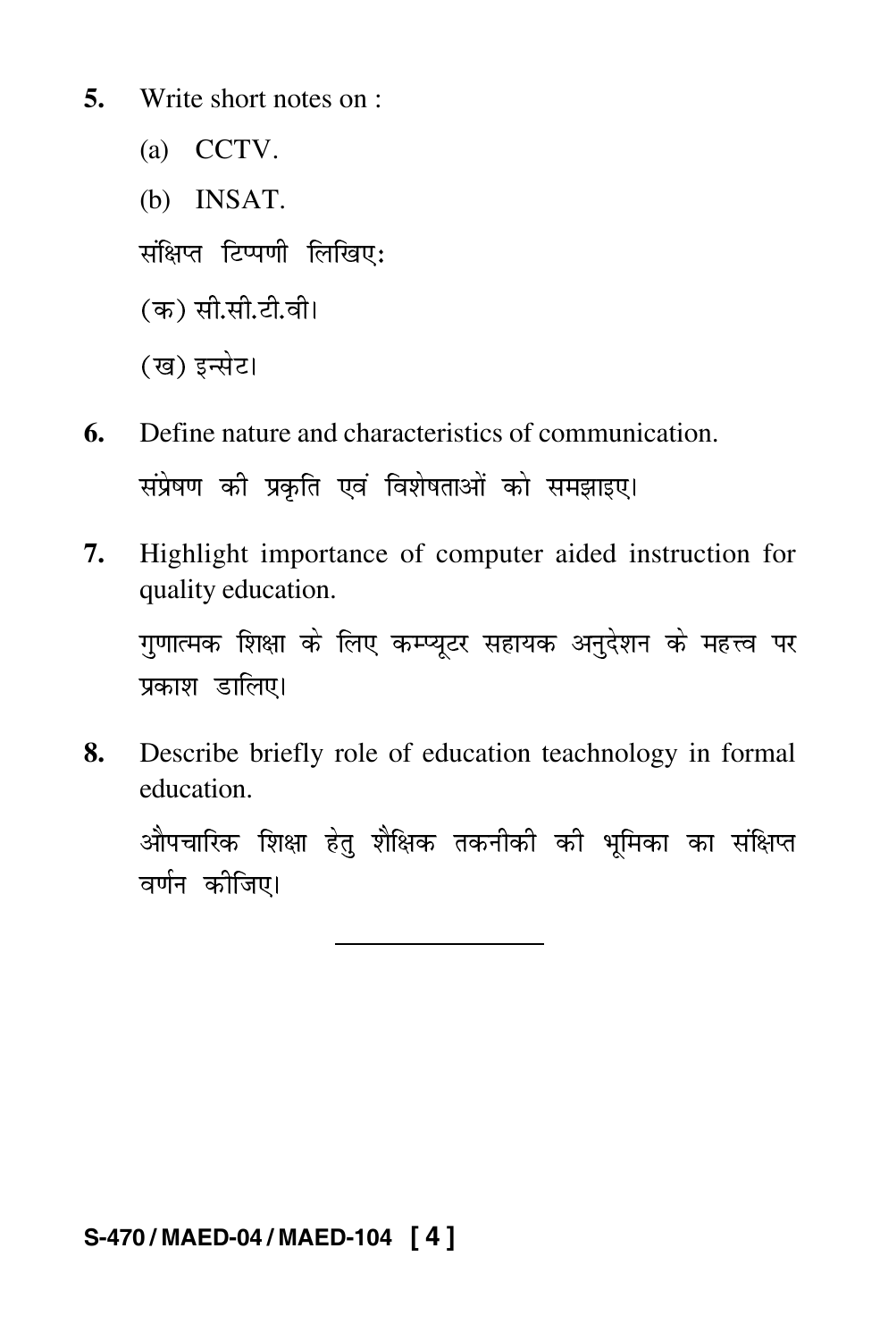5. Write short notes on :

   (a) CCTV.

   (b) INSAT.

   संक्षिप्त टिप्पणी लिखिए:

   (क) सी.सी.टी.वी।

   (ख) इन्सेट।

6. Define nature and characteristics of communication.

   संप्रेषण की प्रकृति एवं विशेषताओं को समझाइए।

7. Highlight importance of computer aided instruction for quality education.

   गुणात्मक शिक्षा के लिए कम्प्यूटर सहायक अनुदेशन के महत्त्व पर प्रकाश डालिए।

8. Describe briefly role of education teachnology in formal education.

   औपचारिक शिक्षा हेतु शैक्षिक तकनीकी की भूमिका का संक्षिप्त वर्णन कीजिए।